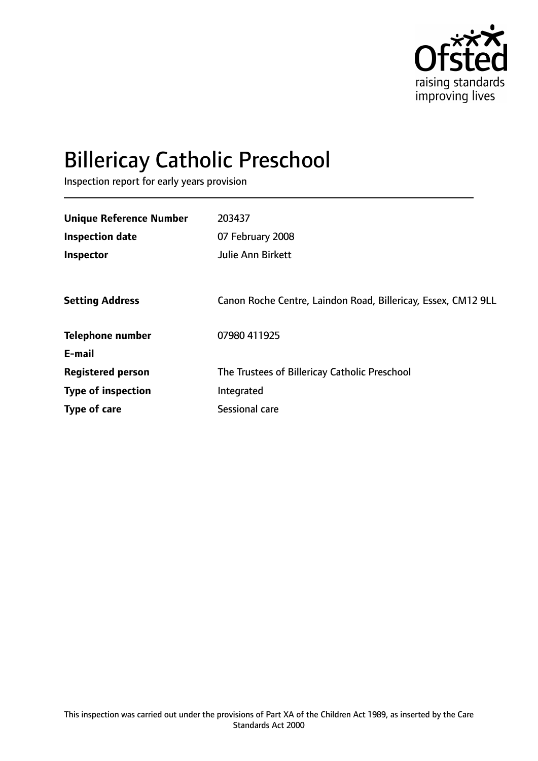Ofsted
raising standards
improving lives

# Billericay Catholic Preschool

Inspection report for early years provision

| | |
|---|---|
| **Unique Reference Number** | 203437 |
| **Inspection date** | 07 February 2008 |
| **Inspector** | Julie Ann Birkett |
| | |
| **Setting Address** | Canon Roche Centre, Laindon Road, Billericay, Essex, CM12 9LL |
| | |
| **Telephone number** | 07980 411925 |
| **E-mail** | |
| **Registered person** | The Trustees of Billericay Catholic Preschool |
| **Type of inspection** | Integrated |
| **Type of care** | Sessional care |

This inspection was carried out under the provisions of Part XA of the Children Act 1989, as inserted by the Care Standards Act 2000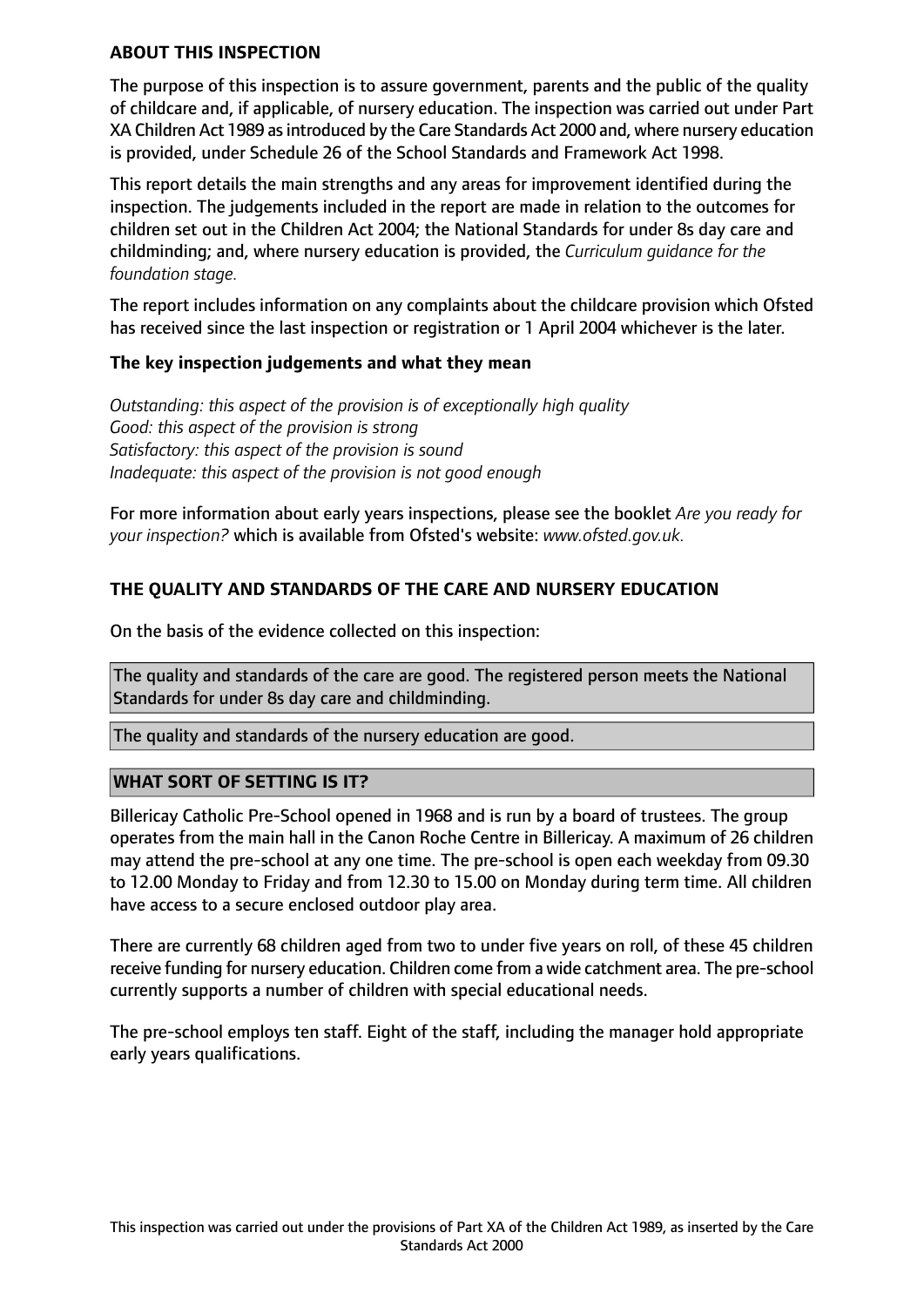**ABOUT THIS INSPECTION**

The purpose of this inspection is to assure government, parents and the public of the quality of childcare and, if applicable, of nursery education. The inspection was carried out under Part XA Children Act 1989 as introduced by the Care Standards Act 2000 and, where nursery education is provided, under Schedule 26 of the School Standards and Framework Act 1998.

This report details the main strengths and any areas for improvement identified during the inspection. The judgements included in the report are made in relation to the outcomes for children set out in the Children Act 2004; the National Standards for under 8s day care and childminding; and, where nursery education is provided, the *Curriculum guidance for the foundation stage.*

The report includes information on any complaints about the childcare provision which Ofsted has received since the last inspection or registration or 1 April 2004 whichever is the later.

**The key inspection judgements and what they mean**

*Outstanding: this aspect of the provision is of exceptionally high quality*
*Good: this aspect of the provision is strong*
*Satisfactory: this aspect of the provision is sound*
*Inadequate: this aspect of the provision is not good enough*

For more information about early years inspections, please see the booklet *Are you ready for your inspection?* which is available from Ofsted's website: *www.ofsted.gov.uk.*

**THE QUALITY AND STANDARDS OF THE CARE AND NURSERY EDUCATION**

On the basis of the evidence collected on this inspection:

The quality and standards of the care are good. The registered person meets the National Standards for under 8s day care and childminding.

The quality and standards of the nursery education are good.

**WHAT SORT OF SETTING IS IT?**

Billericay Catholic Pre-School opened in 1968 and is run by a board of trustees. The group operates from the main hall in the Canon Roche Centre in Billericay. A maximum of 26 children may attend the pre-school at any one time. The pre-school is open each weekday from 09.30 to 12.00 Monday to Friday and from 12.30 to 15.00 on Monday during term time. All children have access to a secure enclosed outdoor play area.

There are currently 68 children aged from two to under five years on roll, of these 45 children receive funding for nursery education. Children come from a wide catchment area. The pre-school currently supports a number of children with special educational needs.

The pre-school employs ten staff. Eight of the staff, including the manager hold appropriate early years qualifications.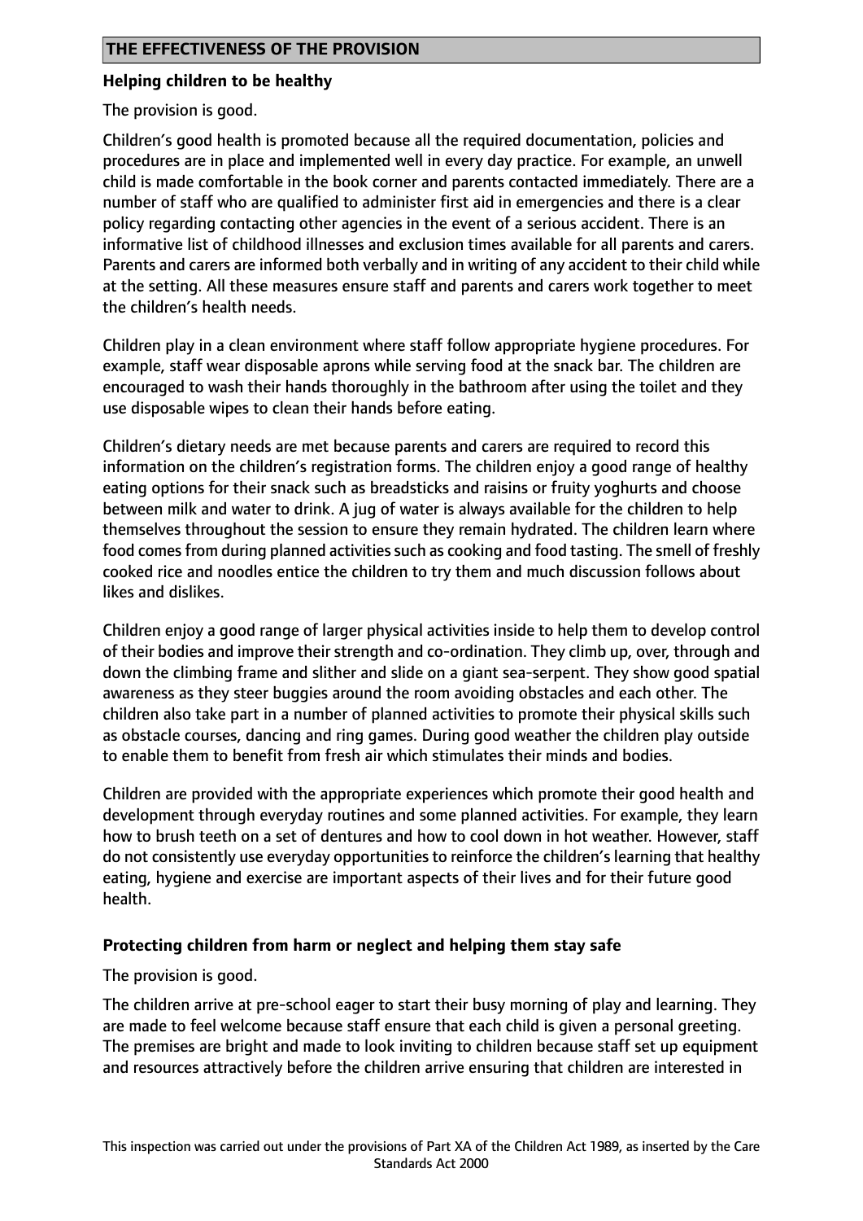## THE EFFECTIVENESS OF THE PROVISION

### Helping children to be healthy

The provision is good.

Children's good health is promoted because all the required documentation, policies and procedures are in place and implemented well in every day practice. For example, an unwell child is made comfortable in the book corner and parents contacted immediately. There are a number of staff who are qualified to administer first aid in emergencies and there is a clear policy regarding contacting other agencies in the event of a serious accident. There is an informative list of childhood illnesses and exclusion times available for all parents and carers. Parents and carers are informed both verbally and in writing of any accident to their child while at the setting. All these measures ensure staff and parents and carers work together to meet the children's health needs.

Children play in a clean environment where staff follow appropriate hygiene procedures. For example, staff wear disposable aprons while serving food at the snack bar. The children are encouraged to wash their hands thoroughly in the bathroom after using the toilet and they use disposable wipes to clean their hands before eating.

Children's dietary needs are met because parents and carers are required to record this information on the children's registration forms. The children enjoy a good range of healthy eating options for their snack such as breadsticks and raisins or fruity yoghurts and choose between milk and water to drink. A jug of water is always available for the children to help themselves throughout the session to ensure they remain hydrated. The children learn where food comes from during planned activities such as cooking and food tasting. The smell of freshly cooked rice and noodles entice the children to try them and much discussion follows about likes and dislikes.

Children enjoy a good range of larger physical activities inside to help them to develop control of their bodies and improve their strength and co-ordination. They climb up, over, through and down the climbing frame and slither and slide on a giant sea-serpent. They show good spatial awareness as they steer buggies around the room avoiding obstacles and each other. The children also take part in a number of planned activities to promote their physical skills such as obstacle courses, dancing and ring games. During good weather the children play outside to enable them to benefit from fresh air which stimulates their minds and bodies.

Children are provided with the appropriate experiences which promote their good health and development through everyday routines and some planned activities. For example, they learn how to brush teeth on a set of dentures and how to cool down in hot weather. However, staff do not consistently use everyday opportunities to reinforce the children's learning that healthy eating, hygiene and exercise are important aspects of their lives and for their future good health.

### Protecting children from harm or neglect and helping them stay safe

The provision is good.

The children arrive at pre-school eager to start their busy morning of play and learning. They are made to feel welcome because staff ensure that each child is given a personal greeting. The premises are bright and made to look inviting to children because staff set up equipment and resources attractively before the children arrive ensuring that children are interested in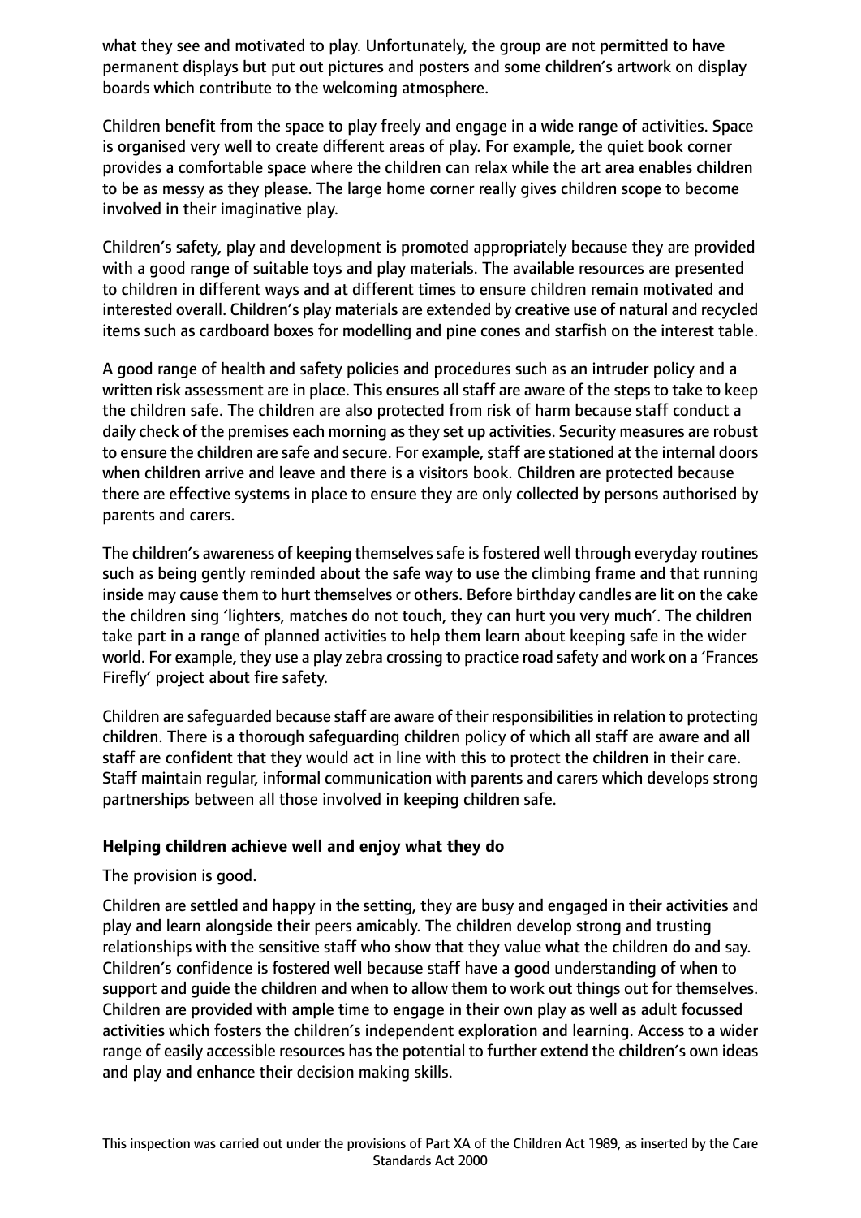what they see and motivated to play. Unfortunately, the group are not permitted to have permanent displays but put out pictures and posters and some children's artwork on display boards which contribute to the welcoming atmosphere.

Children benefit from the space to play freely and engage in a wide range of activities. Space is organised very well to create different areas of play. For example, the quiet book corner provides a comfortable space where the children can relax while the art area enables children to be as messy as they please. The large home corner really gives children scope to become involved in their imaginative play.

Children's safety, play and development is promoted appropriately because they are provided with a good range of suitable toys and play materials. The available resources are presented to children in different ways and at different times to ensure children remain motivated and interested overall. Children's play materials are extended by creative use of natural and recycled items such as cardboard boxes for modelling and pine cones and starfish on the interest table.

A good range of health and safety policies and procedures such as an intruder policy and a written risk assessment are in place. This ensures all staff are aware of the steps to take to keep the children safe. The children are also protected from risk of harm because staff conduct a daily check of the premises each morning as they set up activities. Security measures are robust to ensure the children are safe and secure. For example, staff are stationed at the internal doors when children arrive and leave and there is a visitors book. Children are protected because there are effective systems in place to ensure they are only collected by persons authorised by parents and carers.

The children's awareness of keeping themselves safe is fostered well through everyday routines such as being gently reminded about the safe way to use the climbing frame and that running inside may cause them to hurt themselves or others. Before birthday candles are lit on the cake the children sing 'lighters, matches do not touch, they can hurt you very much'. The children take part in a range of planned activities to help them learn about keeping safe in the wider world. For example, they use a play zebra crossing to practice road safety and work on a 'Frances Firefly' project about fire safety.

Children are safeguarded because staff are aware of their responsibilities in relation to protecting children. There is a thorough safeguarding children policy of which all staff are aware and all staff are confident that they would act in line with this to protect the children in their care. Staff maintain regular, informal communication with parents and carers which develops strong partnerships between all those involved in keeping children safe.

## Helping children achieve well and enjoy what they do

The provision is good.

Children are settled and happy in the setting, they are busy and engaged in their activities and play and learn alongside their peers amicably. The children develop strong and trusting relationships with the sensitive staff who show that they value what the children do and say. Children's confidence is fostered well because staff have a good understanding of when to support and guide the children and when to allow them to work out things out for themselves. Children are provided with ample time to engage in their own play as well as adult focussed activities which fosters the children's independent exploration and learning. Access to a wider range of easily accessible resources has the potential to further extend the children's own ideas and play and enhance their decision making skills.

This inspection was carried out under the provisions of Part XA of the Children Act 1989, as inserted by the Care Standards Act 2000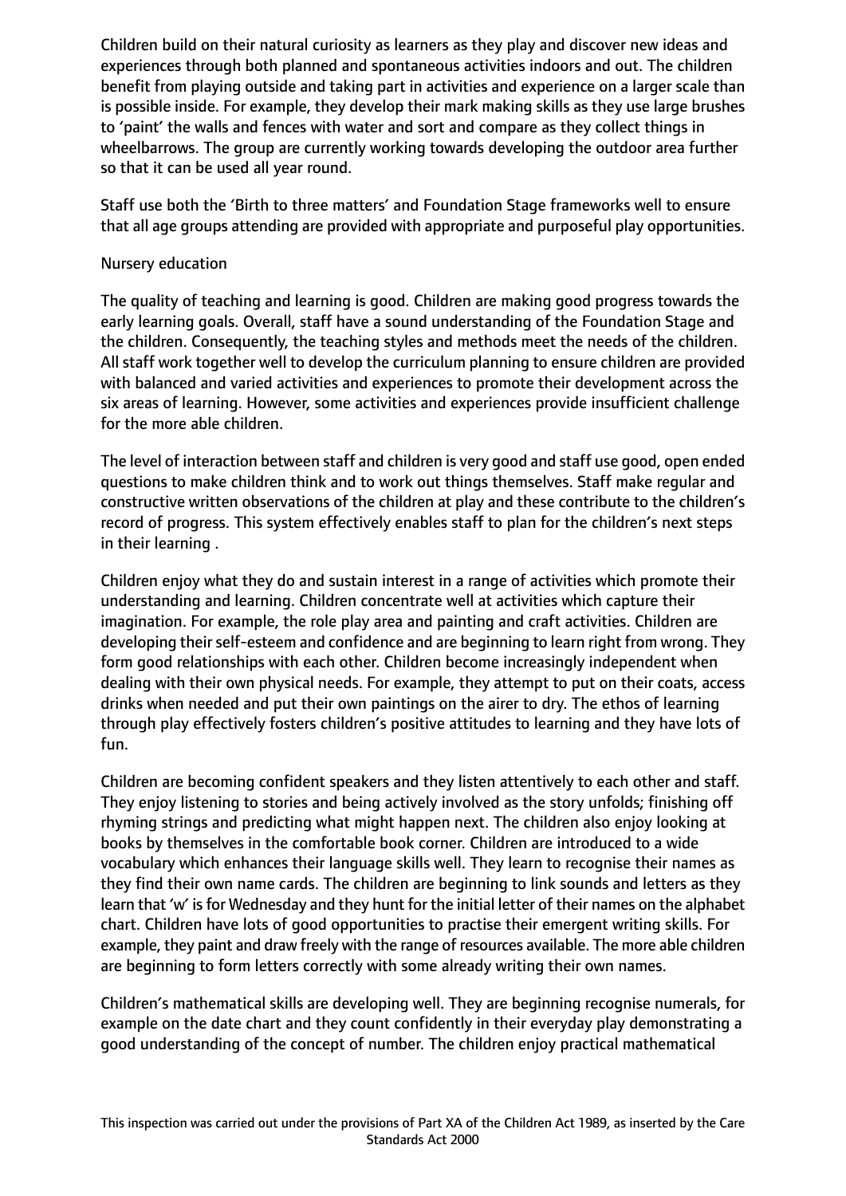Children build on their natural curiosity as learners as they play and discover new ideas and experiences through both planned and spontaneous activities indoors and out. The children benefit from playing outside and taking part in activities and experience on a larger scale than is possible inside. For example, they develop their mark making skills as they use large brushes to 'paint' the walls and fences with water and sort and compare as they collect things in wheelbarrows. The group are currently working towards developing the outdoor area further so that it can be used all year round.

Staff use both the 'Birth to three matters' and Foundation Stage frameworks well to ensure that all age groups attending are provided with appropriate and purposeful play opportunities.

Nursery education

The quality of teaching and learning is good. Children are making good progress towards the early learning goals. Overall, staff have a sound understanding of the Foundation Stage and the children. Consequently, the teaching styles and methods meet the needs of the children. All staff work together well to develop the curriculum planning to ensure children are provided with balanced and varied activities and experiences to promote their development across the six areas of learning. However, some activities and experiences provide insufficient challenge for the more able children.

The level of interaction between staff and children is very good and staff use good, open ended questions to make children think and to work out things themselves. Staff make regular and constructive written observations of the children at play and these contribute to the children's record of progress. This system effectively enables staff to plan for the children's next steps in their learning .

Children enjoy what they do and sustain interest in a range of activities which promote their understanding and learning. Children concentrate well at activities which capture their imagination. For example, the role play area and painting and craft activities. Children are developing their self-esteem and confidence and are beginning to learn right from wrong. They form good relationships with each other. Children become increasingly independent when dealing with their own physical needs. For example, they attempt to put on their coats, access drinks when needed and put their own paintings on the airer to dry. The ethos of learning through play effectively fosters children's positive attitudes to learning and they have lots of fun.

Children are becoming confident speakers and they listen attentively to each other and staff. They enjoy listening to stories and being actively involved as the story unfolds; finishing off rhyming strings and predicting what might happen next. The children also enjoy looking at books by themselves in the comfortable book corner. Children are introduced to a wide vocabulary which enhances their language skills well. They learn to recognise their names as they find their own name cards. The children are beginning to link sounds and letters as they learn that 'w' is for Wednesday and they hunt for the initial letter of their names on the alphabet chart. Children have lots of good opportunities to practise their emergent writing skills. For example, they paint and draw freely with the range of resources available. The more able children are beginning to form letters correctly with some already writing their own names.

Children's mathematical skills are developing well. They are beginning recognise numerals, for example on the date chart and they count confidently in their everyday play demonstrating a good understanding of the concept of number. The children enjoy practical mathematical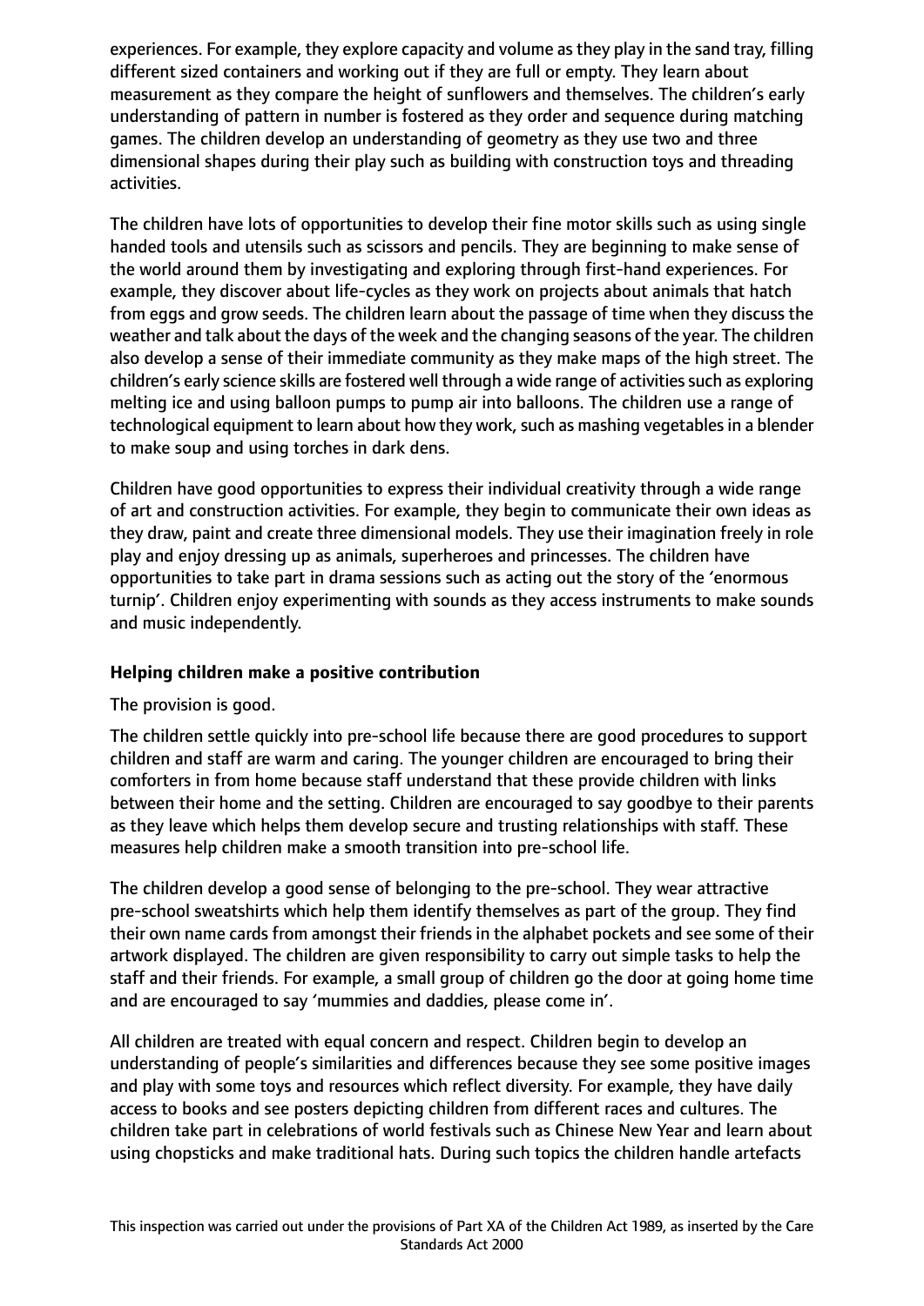experiences. For example, they explore capacity and volume as they play in the sand tray, filling different sized containers and working out if they are full or empty. They learn about measurement as they compare the height of sunflowers and themselves. The children's early understanding of pattern in number is fostered as they order and sequence during matching games. The children develop an understanding of geometry as they use two and three dimensional shapes during their play such as building with construction toys and threading activities.

The children have lots of opportunities to develop their fine motor skills such as using single handed tools and utensils such as scissors and pencils. They are beginning to make sense of the world around them by investigating and exploring through first-hand experiences. For example, they discover about life-cycles as they work on projects about animals that hatch from eggs and grow seeds. The children learn about the passage of time when they discuss the weather and talk about the days of the week and the changing seasons of the year. The children also develop a sense of their immediate community as they make maps of the high street. The children's early science skills are fostered well through a wide range of activities such as exploring melting ice and using balloon pumps to pump air into balloons. The children use a range of technological equipment to learn about how they work, such as mashing vegetables in a blender to make soup and using torches in dark dens.

Children have good opportunities to express their individual creativity through a wide range of art and construction activities. For example, they begin to communicate their own ideas as they draw, paint and create three dimensional models. They use their imagination freely in role play and enjoy dressing up as animals, superheroes and princesses. The children have opportunities to take part in drama sessions such as acting out the story of the 'enormous turnip'. Children enjoy experimenting with sounds as they access instruments to make sounds and music independently.

**Helping children make a positive contribution**

The provision is good.

The children settle quickly into pre-school life because there are good procedures to support children and staff are warm and caring. The younger children are encouraged to bring their comforters in from home because staff understand that these provide children with links between their home and the setting. Children are encouraged to say goodbye to their parents as they leave which helps them develop secure and trusting relationships with staff. These measures help children make a smooth transition into pre-school life.

The children develop a good sense of belonging to the pre-school. They wear attractive pre-school sweatshirts which help them identify themselves as part of the group. They find their own name cards from amongst their friends in the alphabet pockets and see some of their artwork displayed. The children are given responsibility to carry out simple tasks to help the staff and their friends. For example, a small group of children go the door at going home time and are encouraged to say 'mummies and daddies, please come in'.

All children are treated with equal concern and respect. Children begin to develop an understanding of people's similarities and differences because they see some positive images and play with some toys and resources which reflect diversity. For example, they have daily access to books and see posters depicting children from different races and cultures. The children take part in celebrations of world festivals such as Chinese New Year and learn about using chopsticks and make traditional hats. During such topics the children handle artefacts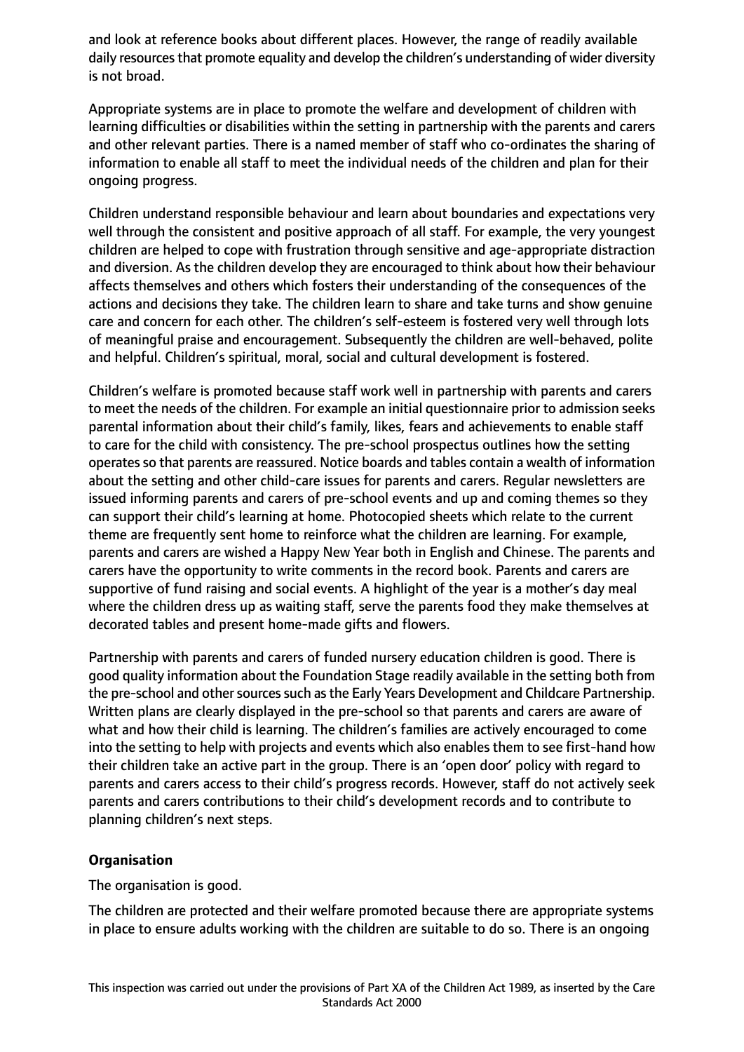and look at reference books about different places. However, the range of readily available daily resources that promote equality and develop the children's understanding of wider diversity is not broad.

Appropriate systems are in place to promote the welfare and development of children with learning difficulties or disabilities within the setting in partnership with the parents and carers and other relevant parties. There is a named member of staff who co-ordinates the sharing of information to enable all staff to meet the individual needs of the children and plan for their ongoing progress.

Children understand responsible behaviour and learn about boundaries and expectations very well through the consistent and positive approach of all staff. For example, the very youngest children are helped to cope with frustration through sensitive and age-appropriate distraction and diversion. As the children develop they are encouraged to think about how their behaviour affects themselves and others which fosters their understanding of the consequences of the actions and decisions they take. The children learn to share and take turns and show genuine care and concern for each other. The children's self-esteem is fostered very well through lots of meaningful praise and encouragement. Subsequently the children are well-behaved, polite and helpful. Children's spiritual, moral, social and cultural development is fostered.

Children's welfare is promoted because staff work well in partnership with parents and carers to meet the needs of the children. For example an initial questionnaire prior to admission seeks parental information about their child's family, likes, fears and achievements to enable staff to care for the child with consistency. The pre-school prospectus outlines how the setting operates so that parents are reassured. Notice boards and tables contain a wealth of information about the setting and other child-care issues for parents and carers. Regular newsletters are issued informing parents and carers of pre-school events and up and coming themes so they can support their child's learning at home. Photocopied sheets which relate to the current theme are frequently sent home to reinforce what the children are learning. For example, parents and carers are wished a Happy New Year both in English and Chinese. The parents and carers have the opportunity to write comments in the record book. Parents and carers are supportive of fund raising and social events. A highlight of the year is a mother's day meal where the children dress up as waiting staff, serve the parents food they make themselves at decorated tables and present home-made gifts and flowers.

Partnership with parents and carers of funded nursery education children is good. There is good quality information about the Foundation Stage readily available in the setting both from the pre-school and other sources such as the Early Years Development and Childcare Partnership. Written plans are clearly displayed in the pre-school so that parents and carers are aware of what and how their child is learning. The children's families are actively encouraged to come into the setting to help with projects and events which also enables them to see first-hand how their children take an active part in the group. There is an 'open door' policy with regard to parents and carers access to their child's progress records. However, staff do not actively seek parents and carers contributions to their child's development records and to contribute to planning children's next steps.

**Organisation**

The organisation is good.

The children are protected and their welfare promoted because there are appropriate systems in place to ensure adults working with the children are suitable to do so. There is an ongoing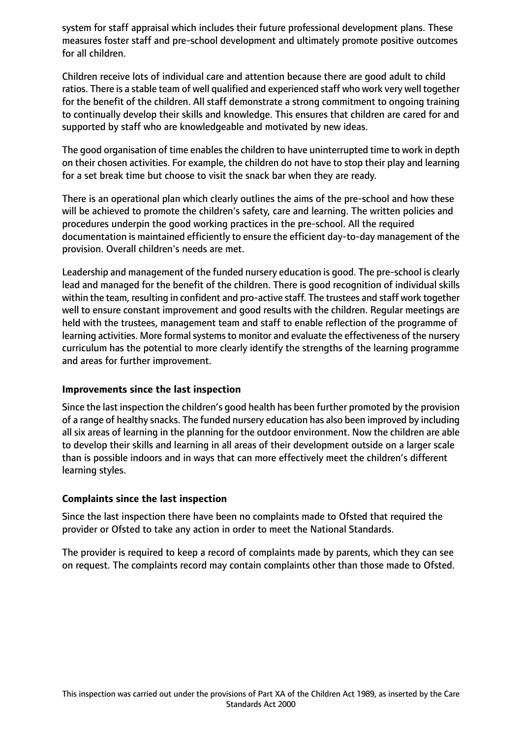system for staff appraisal which includes their future professional development plans. These measures foster staff and pre-school development and ultimately promote positive outcomes for all children.

Children receive lots of individual care and attention because there are good adult to child ratios. There is a stable team of well qualified and experienced staff who work very well together for the benefit of the children. All staff demonstrate a strong commitment to ongoing training to continually develop their skills and knowledge. This ensures that children are cared for and supported by staff who are knowledgeable and motivated by new ideas.

The good organisation of time enables the children to have uninterrupted time to work in depth on their chosen activities. For example, the children do not have to stop their play and learning for a set break time but choose to visit the snack bar when they are ready.

There is an operational plan which clearly outlines the aims of the pre-school and how these will be achieved to promote the children's safety, care and learning. The written policies and procedures underpin the good working practices in the pre-school. All the required documentation is maintained efficiently to ensure the efficient day-to-day management of the provision. Overall children's needs are met.

Leadership and management of the funded nursery education is good. The pre-school is clearly lead and managed for the benefit of the children. There is good recognition of individual skills within the team, resulting in confident and pro-active staff. The trustees and staff work together well to ensure constant improvement and good results with the children. Regular meetings are held with the trustees, management team and staff to enable reflection of the programme of learning activities. More formal systems to monitor and evaluate the effectiveness of the nursery curriculum has the potential to more clearly identify the strengths of the learning programme and areas for further improvement.

**Improvements since the last inspection**

Since the last inspection the children's good health has been further promoted by the provision of a range of healthy snacks. The funded nursery education has also been improved by including all six areas of learning in the planning for the outdoor environment. Now the children are able to develop their skills and learning in all areas of their development outside on a larger scale than is possible indoors and in ways that can more effectively meet the children's different learning styles.

**Complaints since the last inspection**

Since the last inspection there have been no complaints made to Ofsted that required the provider or Ofsted to take any action in order to meet the National Standards.

The provider is required to keep a record of complaints made by parents, which they can see on request. The complaints record may contain complaints other than those made to Ofsted.

This inspection was carried out under the provisions of Part XA of the Children Act 1989, as inserted by the Care Standards Act 2000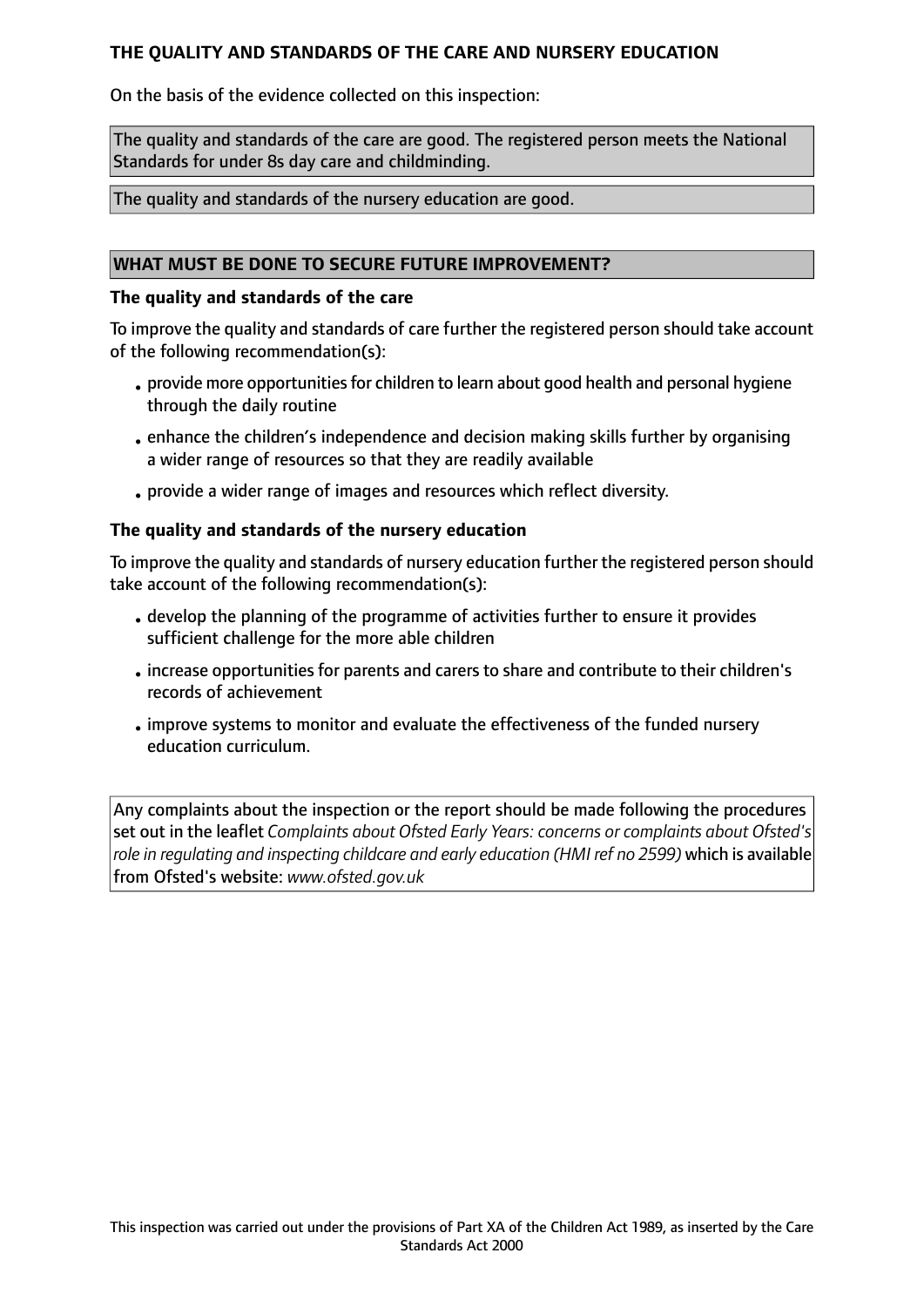## THE QUALITY AND STANDARDS OF THE CARE AND NURSERY EDUCATION

On the basis of the evidence collected on this inspection:

The quality and standards of the care are good. The registered person meets the National Standards for under 8s day care and childminding.

The quality and standards of the nursery education are good.

## WHAT MUST BE DONE TO SECURE FUTURE IMPROVEMENT?

### The quality and standards of the care

To improve the quality and standards of care further the registered person should take account of the following recommendation(s):

- provide more opportunities for children to learn about good health and personal hygiene through the daily routine
- enhance the children's independence and decision making skills further by organising a wider range of resources so that they are readily available
- provide a wider range of images and resources which reflect diversity.

### The quality and standards of the nursery education

To improve the quality and standards of nursery education further the registered person should take account of the following recommendation(s):

- develop the planning of the programme of activities further to ensure it provides sufficient challenge for the more able children
- increase opportunities for parents and carers to share and contribute to their children's records of achievement
- improve systems to monitor and evaluate the effectiveness of the funded nursery education curriculum.

Any complaints about the inspection or the report should be made following the procedures set out in the leaflet *Complaints about Ofsted Early Years: concerns or complaints about Ofsted's role in regulating and inspecting childcare and early education (HMI ref no 2599)* which is available from Ofsted's website: *www.ofsted.gov.uk*

This inspection was carried out under the provisions of Part XA of the Children Act 1989, as inserted by the Care Standards Act 2000